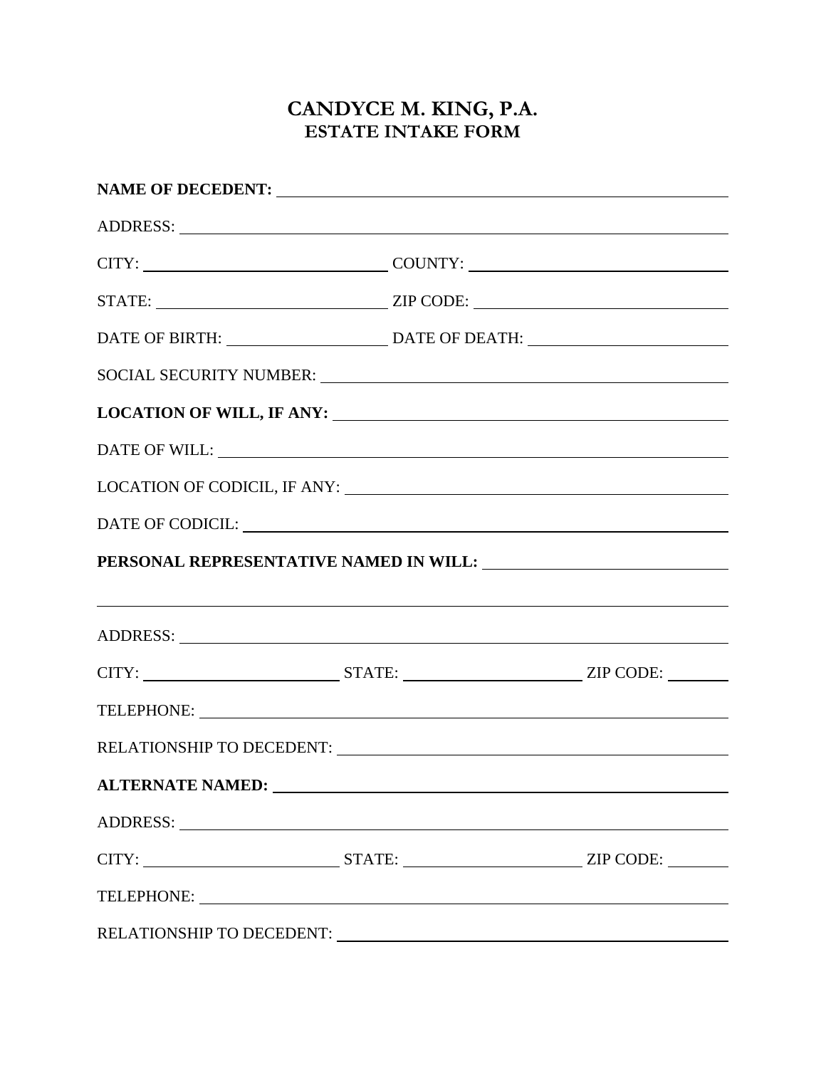# CANDYCE M. KING, P.A.
## ESTATE INTAKE FORM

**NAME OF DECEDENT:** \_\_\_\_\_\_\_\_\_\_\_\_\_\_\_\_\_\_\_\_\_\_\_\_\_\_\_\_\_\_\_\_\_\_\_\_\_\_\_\_

ADDRESS: \_\_\_\_\_\_\_\_\_\_\_\_\_\_\_\_\_\_\_\_\_\_\_\_\_\_\_\_\_\_\_\_\_\_\_\_\_\_\_\_

CITY: \_\_\_\_\_\_\_\_\_\_\_\_\_\_\_\_\_\_\_\_ COUNTY: \_\_\_\_\_\_\_\_\_\_\_\_\_\_\_\_\_\_\_\_

STATE: \_\_\_\_\_\_\_\_\_\_\_\_\_\_\_\_\_\_\_\_ ZIP CODE: \_\_\_\_\_\_\_\_\_\_\_\_\_\_\_\_\_\_\_\_

DATE OF BIRTH: \_\_\_\_\_\_\_\_\_\_\_\_\_\_\_\_ DATE OF DEATH: \_\_\_\_\_\_\_\_\_\_\_\_\_\_\_\_

SOCIAL SECURITY NUMBER: \_\_\_\_\_\_\_\_\_\_\_\_\_\_\_\_\_\_\_\_\_\_\_\_\_\_\_\_\_\_\_\_

**LOCATION OF WILL, IF ANY:** \_\_\_\_\_\_\_\_\_\_\_\_\_\_\_\_\_\_\_\_\_\_\_\_\_\_\_\_\_\_\_\_

DATE OF WILL: \_\_\_\_\_\_\_\_\_\_\_\_\_\_\_\_\_\_\_\_\_\_\_\_\_\_\_\_\_\_\_\_\_\_\_\_\_\_\_\_

LOCATION OF CODICIL, IF ANY: \_\_\_\_\_\_\_\_\_\_\_\_\_\_\_\_\_\_\_\_\_\_\_\_\_\_\_\_\_\_\_\_

DATE OF CODICIL: \_\_\_\_\_\_\_\_\_\_\_\_\_\_\_\_\_\_\_\_\_\_\_\_\_\_\_\_\_\_\_\_\_\_\_\_\_\_\_\_

**PERSONAL REPRESENTATIVE NAMED IN WILL:** \_\_\_\_\_\_\_\_\_\_\_\_\_\_\_\_\_\_\_\_\_\_\_\_

\_\_\_\_\_\_\_\_\_\_\_\_\_\_\_\_\_\_\_\_\_\_\_\_\_\_\_\_\_\_\_\_\_\_\_\_\_\_\_\_\_\_\_\_\_\_\_\_\_\_\_\_\_\_

ADDRESS: \_\_\_\_\_\_\_\_\_\_\_\_\_\_\_\_\_\_\_\_\_\_\_\_\_\_\_\_\_\_\_\_\_\_\_\_\_\_\_\_

CITY: \_\_\_\_\_\_\_\_\_\_\_\_\_\_\_\_\_\_ STATE: \_\_\_\_\_\_\_\_\_\_\_\_\_\_\_\_\_\_ ZIP CODE: \_\_\_\_\_\_\_\_

TELEPHONE: \_\_\_\_\_\_\_\_\_\_\_\_\_\_\_\_\_\_\_\_\_\_\_\_\_\_\_\_\_\_\_\_\_\_\_\_\_\_\_\_

RELATIONSHIP TO DECEDENT: \_\_\_\_\_\_\_\_\_\_\_\_\_\_\_\_\_\_\_\_\_\_\_\_\_\_\_\_\_\_\_\_

**ALTERNATE NAMED:** \_\_\_\_\_\_\_\_\_\_\_\_\_\_\_\_\_\_\_\_\_\_\_\_\_\_\_\_\_\_\_\_\_\_\_\_\_\_\_\_

ADDRESS: \_\_\_\_\_\_\_\_\_\_\_\_\_\_\_\_\_\_\_\_\_\_\_\_\_\_\_\_\_\_\_\_\_\_\_\_\_\_\_\_

CITY: \_\_\_\_\_\_\_\_\_\_\_\_\_\_\_\_\_\_ STATE: \_\_\_\_\_\_\_\_\_\_\_\_\_\_\_\_\_\_ ZIP CODE: \_\_\_\_\_\_\_\_

TELEPHONE: \_\_\_\_\_\_\_\_\_\_\_\_\_\_\_\_\_\_\_\_\_\_\_\_\_\_\_\_\_\_\_\_\_\_\_\_\_\_\_\_

RELATIONSHIP TO DECEDENT: \_\_\_\_\_\_\_\_\_\_\_\_\_\_\_\_\_\_\_\_\_\_\_\_\_\_\_\_\_\_\_\_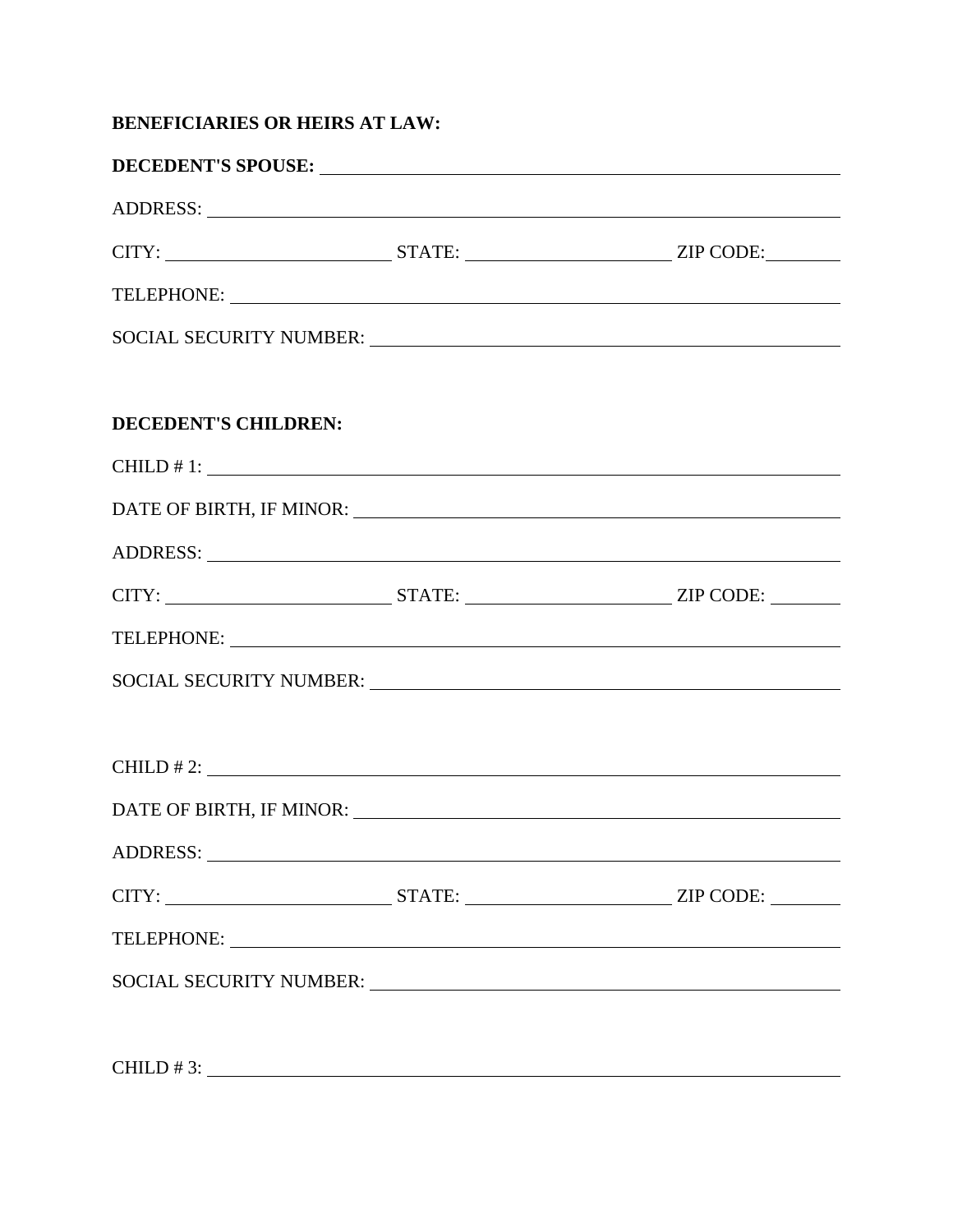**BENEFICIARIES OR HEIRS AT LAW:**

**DECEDENT'S SPOUSE:** ______________________________

ADDRESS: ______________________________

CITY: ______________ STATE: ______________ ZIP CODE: ________

TELEPHONE: ______________________________

SOCIAL SECURITY NUMBER: ______________________________

**DECEDENT'S CHILDREN:**

CHILD # 1: ______________________________

DATE OF BIRTH, IF MINOR: ______________________________

ADDRESS: ______________________________

CITY: ______________ STATE: ______________ ZIP CODE: ________

TELEPHONE: ______________________________

SOCIAL SECURITY NUMBER: ______________________________

CHILD # 2: ______________________________

DATE OF BIRTH, IF MINOR: ______________________________

ADDRESS: ______________________________

CITY: ______________ STATE: ______________ ZIP CODE: ________

TELEPHONE: ______________________________

SOCIAL SECURITY NUMBER: ______________________________

CHILD # 3: ______________________________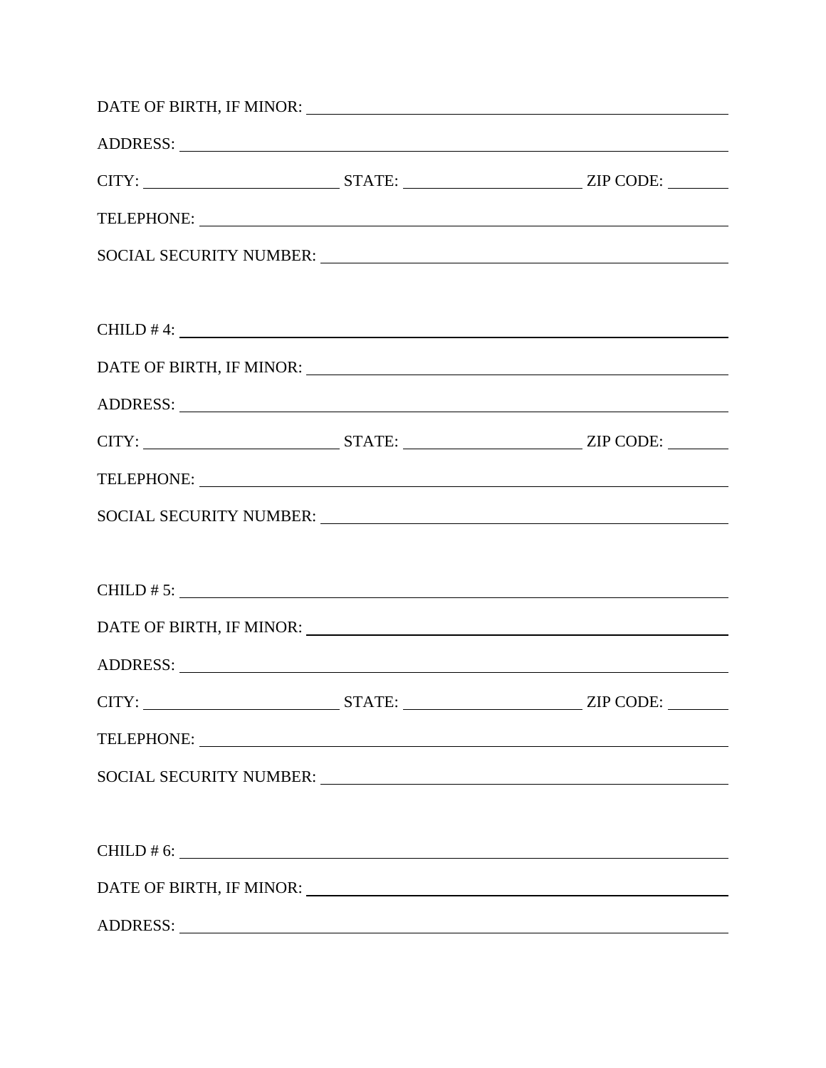DATE OF BIRTH, IF MINOR: ____________________________________________

ADDRESS: ____________________________________________

CITY: ____________________ STATE: ____________________ ZIP CODE: ________

TELEPHONE: ____________________________________________

SOCIAL SECURITY NUMBER: ____________________________________________

CHILD # 4: ____________________________________________

DATE OF BIRTH, IF MINOR: ____________________________________________

ADDRESS: ____________________________________________

CITY: ____________________ STATE: ____________________ ZIP CODE: ________

TELEPHONE: ____________________________________________

SOCIAL SECURITY NUMBER: ____________________________________________

CHILD # 5: ____________________________________________

DATE OF BIRTH, IF MINOR: ____________________________________________

ADDRESS: ____________________________________________

CITY: ____________________ STATE: ____________________ ZIP CODE: ________

TELEPHONE: ____________________________________________

SOCIAL SECURITY NUMBER: ____________________________________________

CHILD # 6: ____________________________________________

DATE OF BIRTH, IF MINOR: ____________________________________________

ADDRESS: ____________________________________________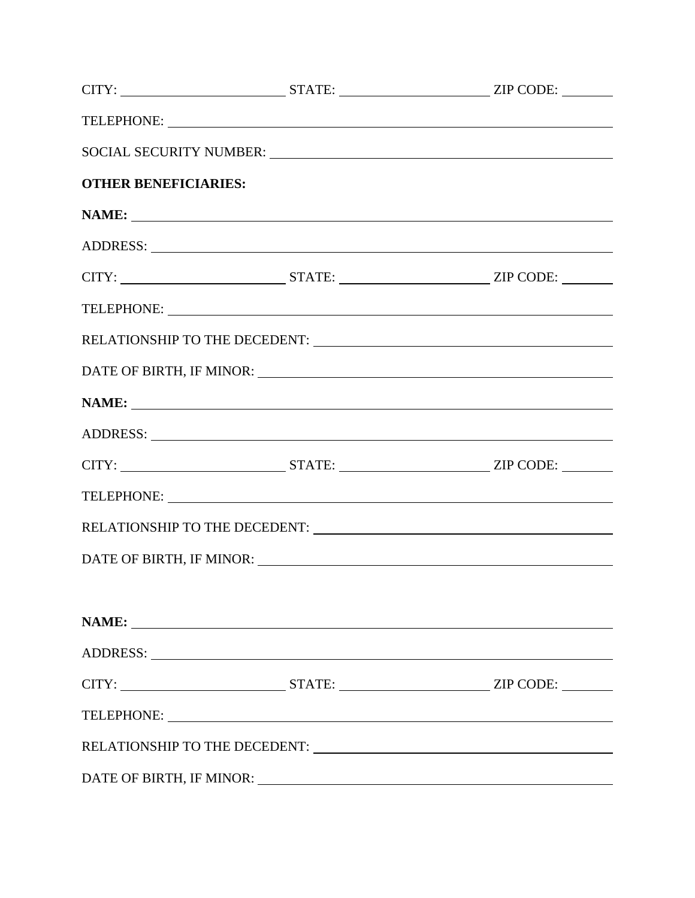CITY: ________________________ STATE: ______________________ ZIP CODE: ________

TELEPHONE: ______________________________________________________________

SOCIAL SECURITY NUMBER: ____________________________________________

**OTHER BENEFICIARIES:**

**NAME:** __________________________________________________________________

ADDRESS: ________________________________________________________________

CITY: ________________________ STATE: ______________________ ZIP CODE: ________

TELEPHONE: ______________________________________________________________

RELATIONSHIP TO THE DECEDENT: _________________________________________

DATE OF BIRTH, IF MINOR: _______________________________________________

**NAME:** __________________________________________________________________

ADDRESS: ________________________________________________________________

CITY: ________________________ STATE: ______________________ ZIP CODE: ________

TELEPHONE: ______________________________________________________________

RELATIONSHIP TO THE DECEDENT: _________________________________________

DATE OF BIRTH, IF MINOR: _______________________________________________

**NAME:** __________________________________________________________________

ADDRESS: ________________________________________________________________

CITY: ________________________ STATE: ______________________ ZIP CODE: ________

TELEPHONE: ______________________________________________________________

RELATIONSHIP TO THE DECEDENT: _________________________________________

DATE OF BIRTH, IF MINOR: _______________________________________________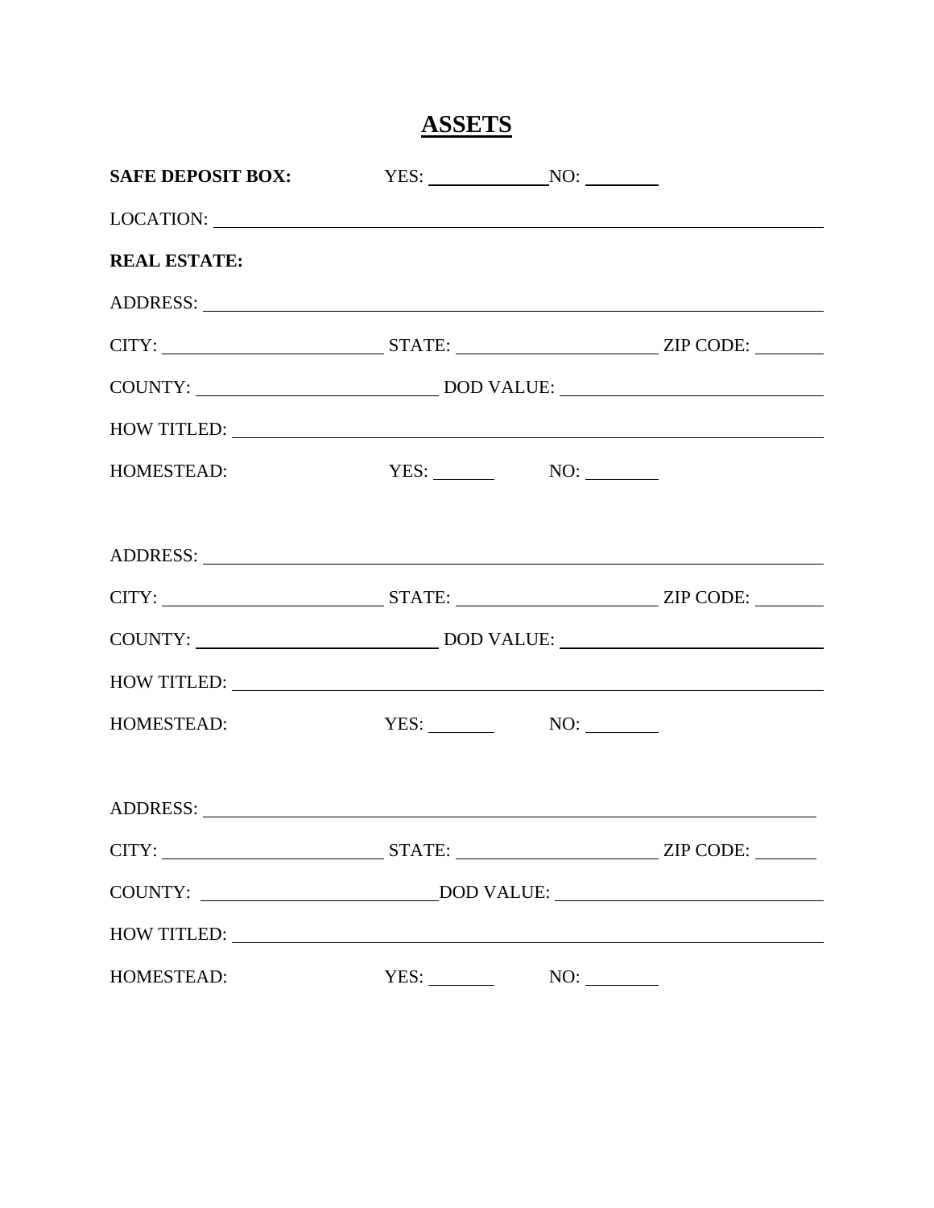# ASSETS

**SAFE DEPOSIT BOX:** YES: ____________ NO: ________

LOCATION: ______________________________________________________________

**REAL ESTATE:**

ADDRESS: ______________________________________________________________

CITY: ______________________ STATE: ____________________ ZIP CODE: _______

COUNTY: ________________________ DOD VALUE: __________________________

HOW TITLED: ___________________________________________________________

HOMESTEAD: YES: ______ NO: _______

ADDRESS: ______________________________________________________________

CITY: ______________________ STATE: ____________________ ZIP CODE: _______

COUNTY: ________________________ DOD VALUE: __________________________

HOW TITLED: ___________________________________________________________

HOMESTEAD: YES: ______ NO: _______

ADDRESS: ______________________________________________________________

CITY: ______________________ STATE: ____________________ ZIP CODE: _______

COUNTY: ________________________ DOD VALUE: __________________________

HOW TITLED: ___________________________________________________________

HOMESTEAD: YES: ______ NO: _______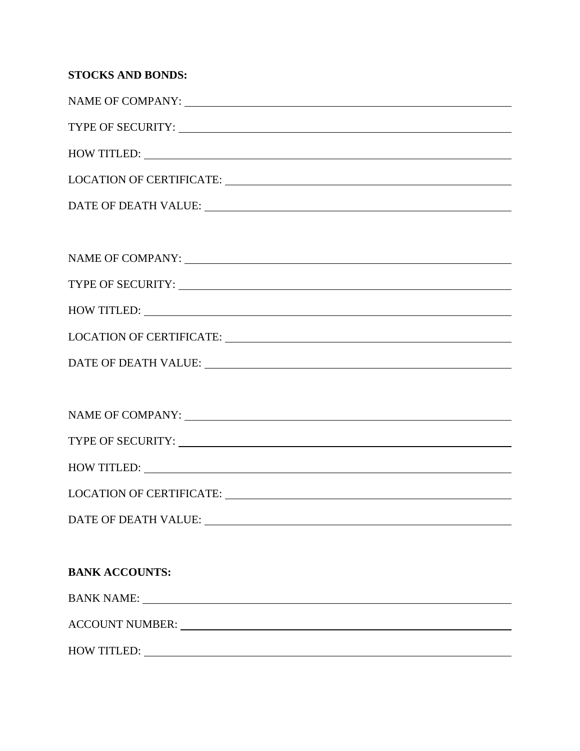**STOCKS AND BONDS:**

NAME OF COMPANY: \_\_\_\_\_\_\_\_\_\_\_\_\_\_\_\_\_\_\_\_\_\_\_\_\_\_\_\_\_\_\_\_\_\_\_\_\_\_\_\_

TYPE OF SECURITY: \_\_\_\_\_\_\_\_\_\_\_\_\_\_\_\_\_\_\_\_\_\_\_\_\_\_\_\_\_\_\_\_\_\_\_\_\_\_\_\_

HOW TITLED: \_\_\_\_\_\_\_\_\_\_\_\_\_\_\_\_\_\_\_\_\_\_\_\_\_\_\_\_\_\_\_\_\_\_\_\_\_\_\_\_

LOCATION OF CERTIFICATE: \_\_\_\_\_\_\_\_\_\_\_\_\_\_\_\_\_\_\_\_\_\_\_\_\_\_\_\_\_\_\_\_\_\_\_\_\_\_\_\_

DATE OF DEATH VALUE: \_\_\_\_\_\_\_\_\_\_\_\_\_\_\_\_\_\_\_\_\_\_\_\_\_\_\_\_\_\_\_\_\_\_\_\_\_\_\_\_

NAME OF COMPANY: \_\_\_\_\_\_\_\_\_\_\_\_\_\_\_\_\_\_\_\_\_\_\_\_\_\_\_\_\_\_\_\_\_\_\_\_\_\_\_\_

TYPE OF SECURITY: \_\_\_\_\_\_\_\_\_\_\_\_\_\_\_\_\_\_\_\_\_\_\_\_\_\_\_\_\_\_\_\_\_\_\_\_\_\_\_\_

HOW TITLED: \_\_\_\_\_\_\_\_\_\_\_\_\_\_\_\_\_\_\_\_\_\_\_\_\_\_\_\_\_\_\_\_\_\_\_\_\_\_\_\_

LOCATION OF CERTIFICATE: \_\_\_\_\_\_\_\_\_\_\_\_\_\_\_\_\_\_\_\_\_\_\_\_\_\_\_\_\_\_\_\_\_\_\_\_\_\_\_\_

DATE OF DEATH VALUE: \_\_\_\_\_\_\_\_\_\_\_\_\_\_\_\_\_\_\_\_\_\_\_\_\_\_\_\_\_\_\_\_\_\_\_\_\_\_\_\_

NAME OF COMPANY: \_\_\_\_\_\_\_\_\_\_\_\_\_\_\_\_\_\_\_\_\_\_\_\_\_\_\_\_\_\_\_\_\_\_\_\_\_\_\_\_

TYPE OF SECURITY: \_\_\_\_\_\_\_\_\_\_\_\_\_\_\_\_\_\_\_\_\_\_\_\_\_\_\_\_\_\_\_\_\_\_\_\_\_\_\_\_

HOW TITLED: \_\_\_\_\_\_\_\_\_\_\_\_\_\_\_\_\_\_\_\_\_\_\_\_\_\_\_\_\_\_\_\_\_\_\_\_\_\_\_\_

LOCATION OF CERTIFICATE: \_\_\_\_\_\_\_\_\_\_\_\_\_\_\_\_\_\_\_\_\_\_\_\_\_\_\_\_\_\_\_\_\_\_\_\_\_\_\_\_

DATE OF DEATH VALUE: \_\_\_\_\_\_\_\_\_\_\_\_\_\_\_\_\_\_\_\_\_\_\_\_\_\_\_\_\_\_\_\_\_\_\_\_\_\_\_\_

**BANK ACCOUNTS:**

BANK NAME: \_\_\_\_\_\_\_\_\_\_\_\_\_\_\_\_\_\_\_\_\_\_\_\_\_\_\_\_\_\_\_\_\_\_\_\_\_\_\_\_

ACCOUNT NUMBER: \_\_\_\_\_\_\_\_\_\_\_\_\_\_\_\_\_\_\_\_\_\_\_\_\_\_\_\_\_\_\_\_\_\_\_\_\_\_\_\_

HOW TITLED: \_\_\_\_\_\_\_\_\_\_\_\_\_\_\_\_\_\_\_\_\_\_\_\_\_\_\_\_\_\_\_\_\_\_\_\_\_\_\_\_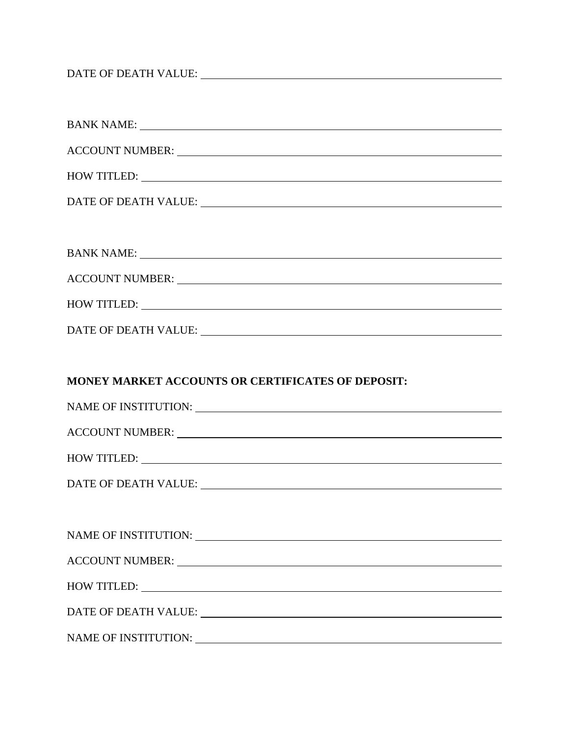DATE OF DEATH VALUE: ______________________________

BANK NAME: ______________________________

ACCOUNT NUMBER: ______________________________

HOW TITLED: ______________________________

DATE OF DEATH VALUE: ______________________________

BANK NAME: ______________________________

ACCOUNT NUMBER: ______________________________

HOW TITLED: ______________________________

DATE OF DEATH VALUE: ______________________________

**MONEY MARKET ACCOUNTS OR CERTIFICATES OF DEPOSIT:**

NAME OF INSTITUTION: ______________________________

ACCOUNT NUMBER: ______________________________

HOW TITLED: ______________________________

DATE OF DEATH VALUE: ______________________________

NAME OF INSTITUTION: ______________________________

ACCOUNT NUMBER: ______________________________

HOW TITLED: ______________________________

DATE OF DEATH VALUE: ______________________________

NAME OF INSTITUTION: ______________________________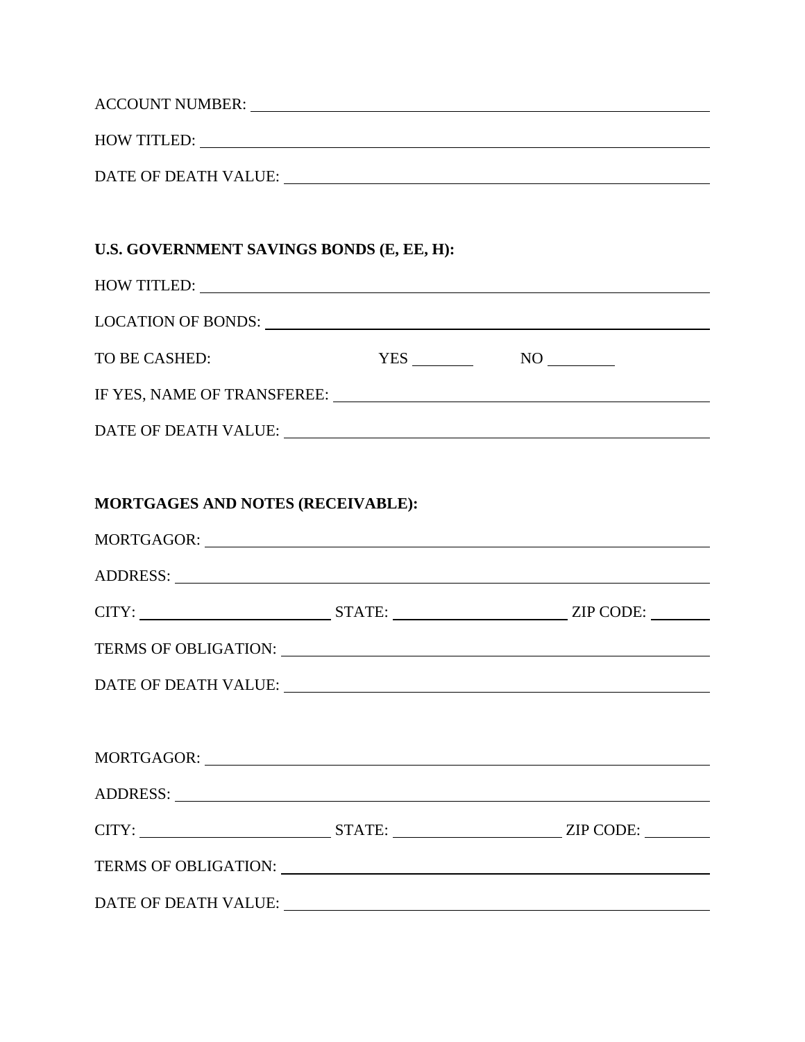ACCOUNT NUMBER: ______________________________________________

HOW TITLED: ______________________________________________

DATE OF DEATH VALUE: ______________________________________________

**U.S. GOVERNMENT SAVINGS BONDS (E, EE, H):**

HOW TITLED: ______________________________________________

LOCATION OF BONDS: ______________________________________________

TO BE CASHED: YES ________ NO ________

IF YES, NAME OF TRANSFEREE: ______________________________________________

DATE OF DEATH VALUE: ______________________________________________

**MORTGAGES AND NOTES (RECEIVABLE):**

MORTGAGOR: ______________________________________________

ADDRESS: ______________________________________________

CITY: ____________________ STATE: ____________________ ZIP CODE: ________

TERMS OF OBLIGATION: ______________________________________________

DATE OF DEATH VALUE: ______________________________________________

MORTGAGOR: ______________________________________________

ADDRESS: ______________________________________________

CITY: ____________________ STATE: ____________________ ZIP CODE: ________

TERMS OF OBLIGATION: ______________________________________________

DATE OF DEATH VALUE: ______________________________________________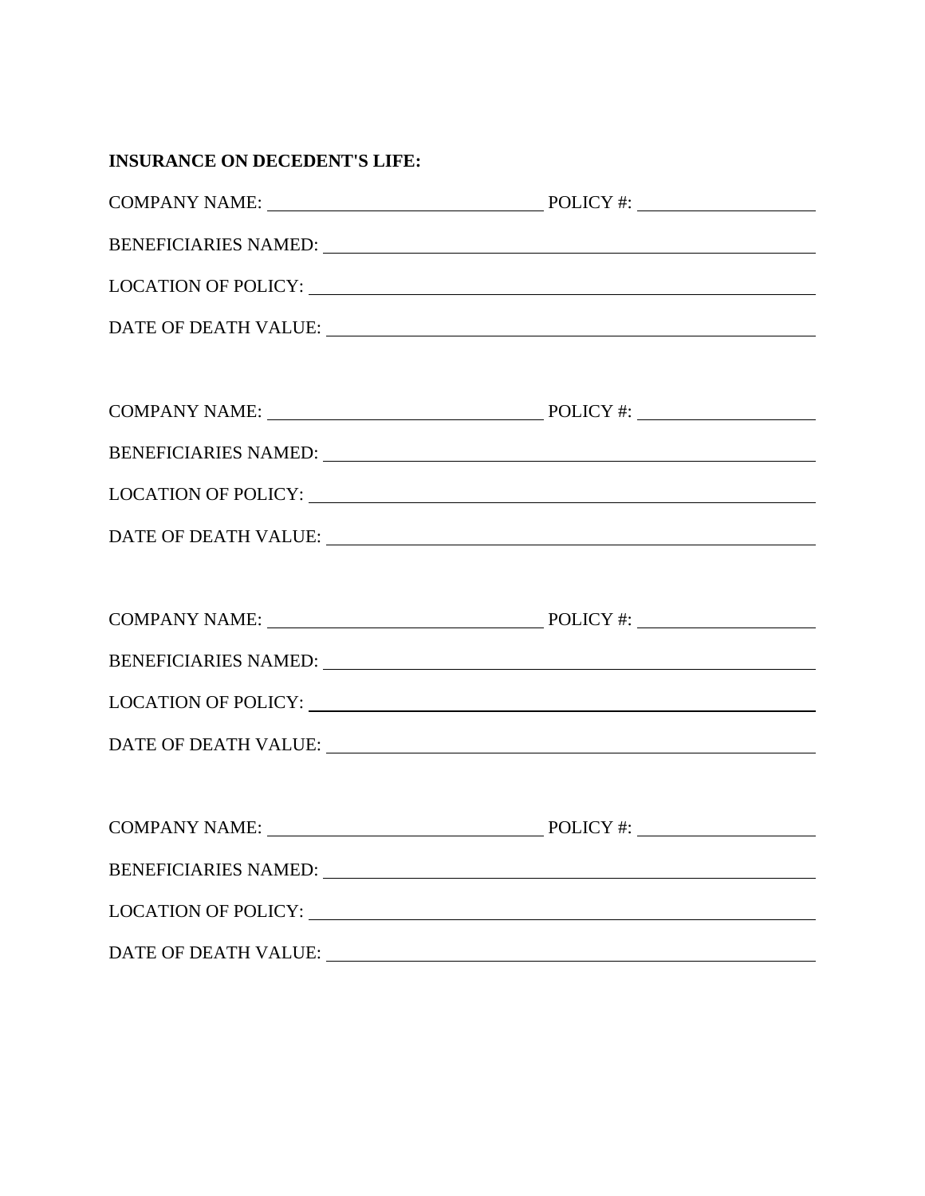**INSURANCE ON DECEDENT'S LIFE:**

COMPANY NAME: ______________________________ POLICY #: ____________________

BENEFICIARIES NAMED: ______________________________________________________

LOCATION OF POLICY: _______________________________________________________

DATE OF DEATH VALUE: ______________________________________________________

COMPANY NAME: ______________________________ POLICY #: ____________________

BENEFICIARIES NAMED: ______________________________________________________

LOCATION OF POLICY: _______________________________________________________

DATE OF DEATH VALUE: ______________________________________________________

COMPANY NAME: ______________________________ POLICY #: ____________________

BENEFICIARIES NAMED: ______________________________________________________

LOCATION OF POLICY: _______________________________________________________

DATE OF DEATH VALUE: ______________________________________________________

COMPANY NAME: ______________________________ POLICY #: ____________________

BENEFICIARIES NAMED: ______________________________________________________

LOCATION OF POLICY: _______________________________________________________

DATE OF DEATH VALUE: ______________________________________________________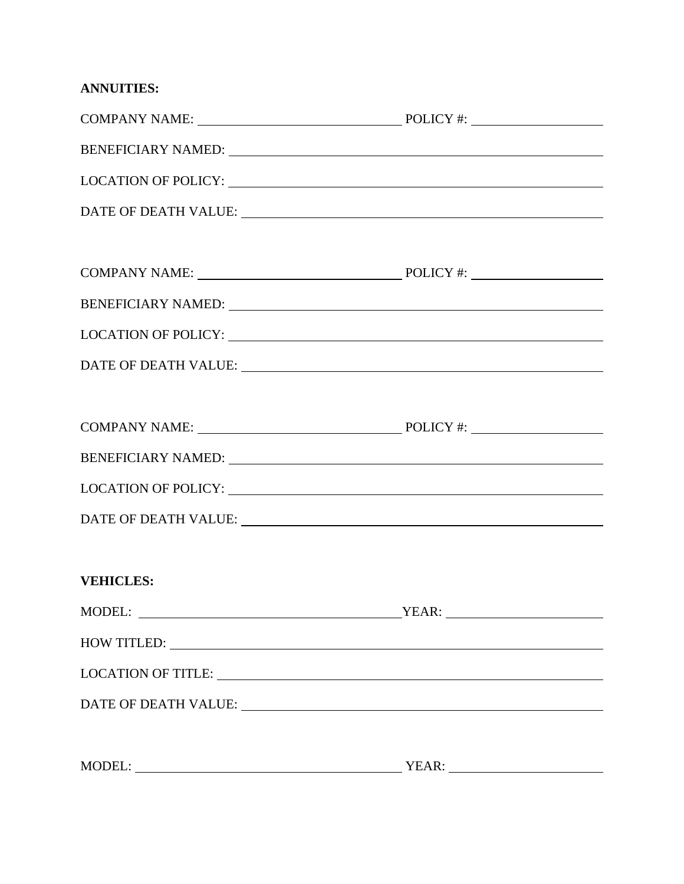**ANNUITIES:**

COMPANY NAME: ______________________________ POLICY #: ____________________

BENEFICIARY NAMED: ______________________________________________________

LOCATION OF POLICY: _____________________________________________________

DATE OF DEATH VALUE: ____________________________________________________

COMPANY NAME: ______________________________ POLICY #: ____________________

BENEFICIARY NAMED: ______________________________________________________

LOCATION OF POLICY: _____________________________________________________

DATE OF DEATH VALUE: ____________________________________________________

COMPANY NAME: ______________________________ POLICY #: ____________________

BENEFICIARY NAMED: ______________________________________________________

LOCATION OF POLICY: _____________________________________________________

DATE OF DEATH VALUE: ____________________________________________________

**VEHICLES:**

MODEL: ______________________________________ YEAR: ________________________

HOW TITLED: ____________________________________________________________

LOCATION OF TITLE: ______________________________________________________

DATE OF DEATH VALUE: ____________________________________________________

MODEL: ______________________________________ YEAR: ________________________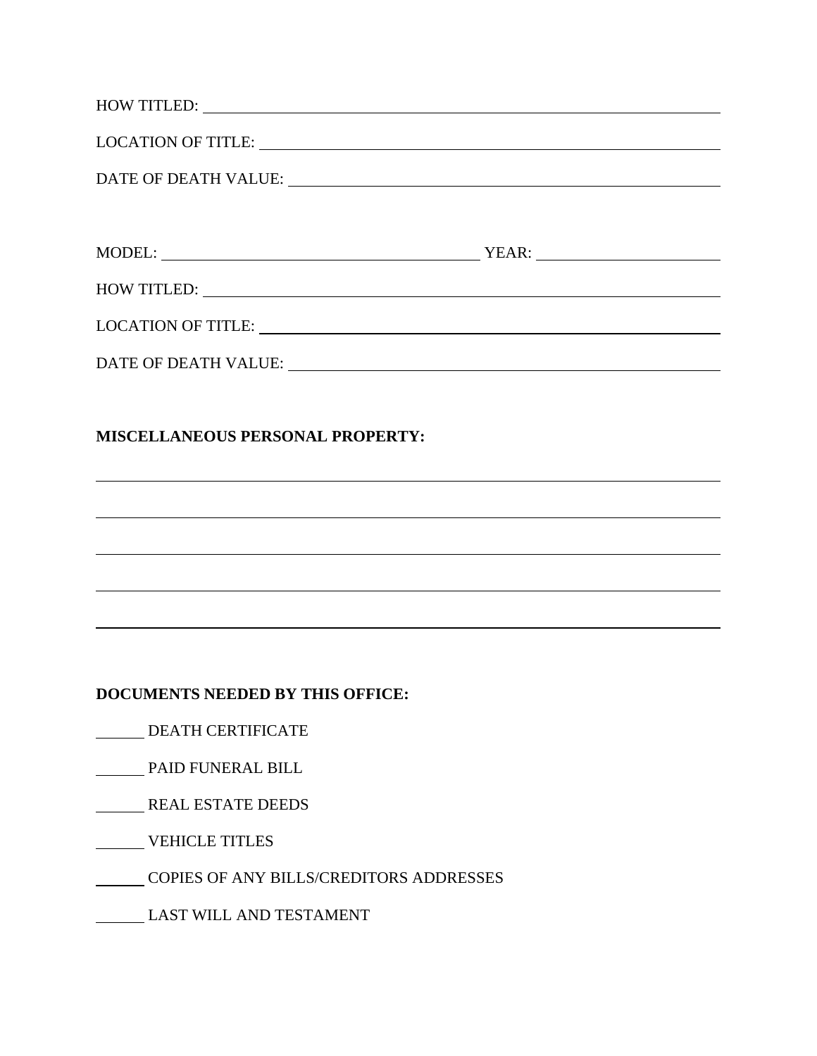HOW TITLED: ______________________________________________

LOCATION OF TITLE: ______________________________________________

DATE OF DEATH VALUE: ______________________________________________

MODEL: ______________________________ YEAR: ________________

HOW TITLED: ______________________________________________

LOCATION OF TITLE: ______________________________________________

DATE OF DEATH VALUE: ______________________________________________

**MISCELLANEOUS PERSONAL PROPERTY:**

______________________________________________________________

______________________________________________________________

______________________________________________________________

______________________________________________________________

______________________________________________________________

**DOCUMENTS NEEDED BY THIS OFFICE:**

______ DEATH CERTIFICATE

______ PAID FUNERAL BILL

______ REAL ESTATE DEEDS

______ VEHICLE TITLES

______ COPIES OF ANY BILLS/CREDITORS ADDRESSES

______ LAST WILL AND TESTAMENT